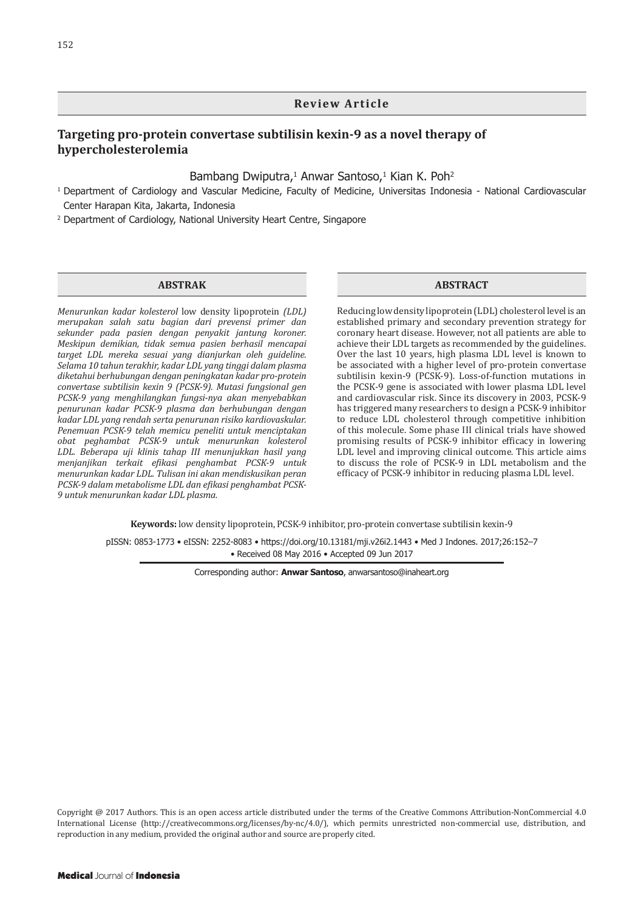**Review Article**

# Targeting pro-protein convertase subtilisin kexin-9 as a novel therapy of hypercholesterolemia

Bambang Dwiputra,[1] Anwar Santoso,[1] Kian K. Poh[2]

[1] Department of Cardiology and Vascular Medicine, Faculty of Medicine, Universitas Indonesia - National Cardiovascular Center Harapan Kita, Jakarta, Indonesia

[2] Department of Cardiology, National University Heart Centre, Singapore

## ABSTRAK

*Menurunkan kadar kolesterol* low density lipoprotein *(LDL) merupakan salah satu bagian dari prevensi primer dan sekunder pada pasien dengan penyakit jantung koroner. Meskipun demikian, tidak semua pasien berhasil mencapai target LDL mereka sesuai yang dianjurkan oleh guideline. Selama 10 tahun terakhir, kadar LDL yang tinggi dalam plasma diketahui berhubungan dengan peningkatan kadar pro-protein convertase subtilisin kexin 9 (PCSK-9). Mutasi fungsional gen PCSK-9 yang menghilangkan fungsi-nya akan menyebabkan penurunan kadar PCSK-9 plasma dan berhubungan dengan kadar LDL yang rendah serta penurunan risiko kardiovaskular. Penemuan PCSK-9 telah memicu peneliti untuk menciptakan obat peghambat PCSK-9 untuk menurunkan kolesterol LDL. Beberapa uji klinis tahap III menunjukkan hasil yang menjanjikan terkait efikasi penghambat PCSK-9 untuk menurunkan kadar LDL. Tulisan ini akan mendiskusikan peran PCSK-9 dalam metabolisme LDL dan efikasi penghambat PCSK-9 untuk menurunkan kadar LDL plasma.*

## ABSTRACT

Reducing low density lipoprotein (LDL) cholesterol level is an established primary and secondary prevention strategy for coronary heart disease. However, not all patients are able to achieve their LDL targets as recommended by the guidelines. Over the last 10 years, high plasma LDL level is known to be associated with a higher level of pro-protein convertase subtilisin kexin-9 (PCSK-9). Loss-of-function mutations in the PCSK-9 gene is associated with lower plasma LDL level and cardiovascular risk. Since its discovery in 2003, PCSK-9 has triggered many researchers to design a PCSK-9 inhibitor to reduce LDL cholesterol through competitive inhibition of this molecule. Some phase III clinical trials have showed promising results of PCSK-9 inhibitor efficacy in lowering LDL level and improving clinical outcome. This article aims to discuss the role of PCSK-9 in LDL metabolism and the efficacy of PCSK-9 inhibitor in reducing plasma LDL level.

**Keywords:** low density lipoprotein, PCSK-9 inhibitor, pro-protein convertase subtilisin kexin-9

pISSN: 0853-1773 • eISSN: 2252-8083 • https://doi.org/10.13181/mji.v26i2.1443 • Med J Indones. 2017;26:152–7 • Received 08 May 2016 • Accepted 09 Jun 2017

Corresponding author: **Anwar Santoso**, anwarsantoso@inaheart.org

Copyright @ 2017 Authors. This is an open access article distributed under the terms of the Creative Commons Attribution-NonCommercial 4.0 International License (http://creativecommons.org/licenses/by-nc/4.0/), which permits unrestricted non-commercial use, distribution, and reproduction in any medium, provided the original author and source are properly cited.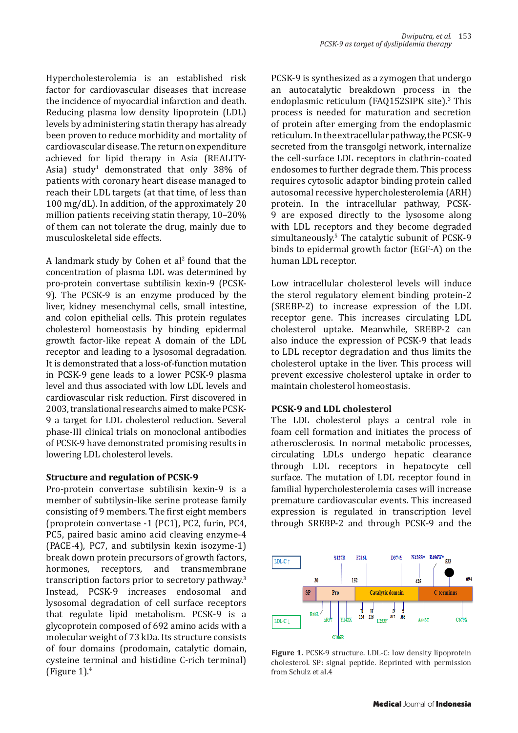Hypercholesterolemia is an established risk factor for cardiovascular diseases that increase the incidence of myocardial infarction and death. Reducing plasma low density lipoprotein (LDL) levels by administering statin therapy has already been proven to reduce morbidity and mortality of cardiovascular disease. The return on expenditure achieved for lipid therapy in Asia (REALITY-Asia) study[1] demonstrated that only 38% of patients with coronary heart disease managed to reach their LDL targets (at that time, of less than 100 mg/dL). In addition, of the approximately 20 million patients receiving statin therapy, 10–20% of them can not tolerate the drug, mainly due to musculoskeletal side effects.

A landmark study by Cohen et al[2] found that the concentration of plasma LDL was determined by pro-protein convertase subtilisin kexin-9 (PCSK-9). The PCSK-9 is an enzyme produced by the liver, kidney mesenchymal cells, small intestine, and colon epithelial cells. This protein regulates cholesterol homeostasis by binding epidermal growth factor-like repeat A domain of the LDL receptor and leading to a lysosomal degradation. It is demonstrated that a loss-of-function mutation in PCSK-9 gene leads to a lower PCSK-9 plasma level and thus associated with low LDL levels and cardiovascular risk reduction. First discovered in 2003, translational researchs aimed to make PCSK-9 a target for LDL cholesterol reduction. Several phase-III clinical trials on monoclonal antibodies of PCSK-9 have demonstrated promising results in lowering LDL cholesterol levels.

## Structure and regulation of PCSK-9

Pro-protein convertase subtilisin kexin-9 is a member of subtilysin-like serine protease family consisting of 9 members. The first eight members (proprotein convertase -1 (PC1), PC2, furin, PC4, PC5, paired basic amino acid cleaving enzyme-4 (PACE-4), PC7, and subtilysin kexin isozyme-1) break down protein precursors of growth factors, hormones, receptors, and transmembrane transcription factors prior to secretory pathway.[3] Instead, PCSK-9 increases endosomal and lysosomal degradation of cell surface receptors that regulate lipid metabolism. PCSK-9 is a glycoprotein composed of 692 amino acids with a molecular weight of 73 kDa. Its structure consists of four domains (prodomain, catalytic domain, cysteine terminal and histidine C-rich terminal) (Figure 1).[4]

PCSK-9 is synthesized as a zymogen that undergo an autocatalytic breakdown process in the endoplasmic reticulum (FAQ152SIPK site).[3] This process is needed for maturation and secretion of protein after emerging from the endoplasmic reticulum. In the extracellular pathway, the PCSK-9 secreted from the transgolgi network, internalize the cell-surface LDL receptors in clathrin-coated endosomes to further degrade them. This process requires cytosolic adaptor binding protein called autosomal recessive hypercholesterolemia (ARH) protein. In the intracellular pathway, PCSK-9 are exposed directly to the lysosome along with LDL receptors and they become degraded simultaneously.[5] The catalytic subunit of PCSK-9 binds to epidermal growth factor (EGF-A) on the human LDL receptor.

Low intracellular cholesterol levels will induce the sterol regulatory element binding protein-2 (SREBP-2) to increase expression of the LDL receptor gene. This increases circulating LDL cholesterol uptake. Meanwhile, SREBP-2 can also induce the expression of PCSK-9 that leads to LDL receptor degradation and thus limits the cholesterol uptake in the liver. This process will prevent excessive cholesterol uptake in order to maintain cholesterol homeostasis.

## PCSK-9 and LDL cholesterol

The LDL cholesterol plays a central role in foam cell formation and initiates the process of atherosclerosis. In normal metabolic processes, circulating LDLs undergo hepatic clearance through LDL receptors in hepatocyte cell surface. The mutation of LDL receptor found in familial hypercholesterolemia cases will increase premature cardiovascular events. This increased expression is regulated in transcription level through SREBP-2 and through PCSK-9 and the

**Figure 1.** PCSK-9 structure. LDL-C: low density lipoprotein cholesterol. SP: signal peptide. Reprinted with permission from Schulz et al.4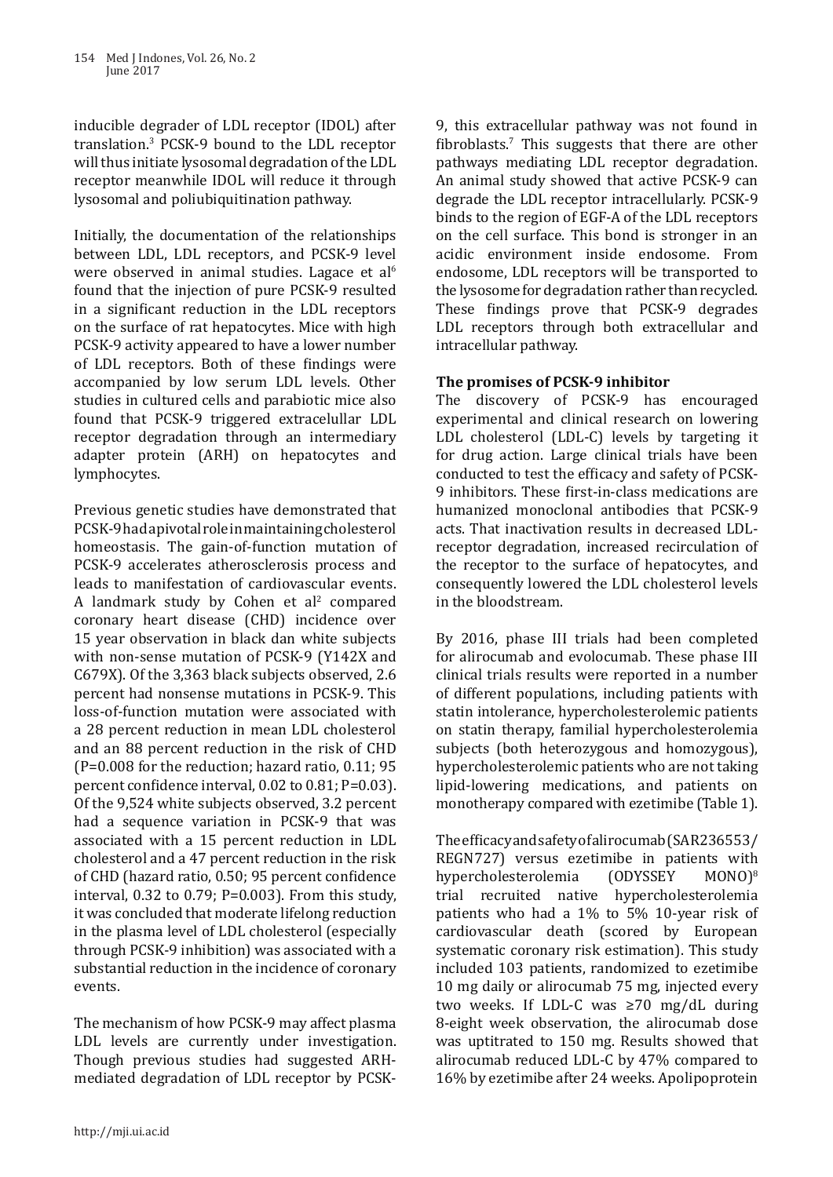inducible degrader of LDL receptor (IDOL) after translation.[3] PCSK-9 bound to the LDL receptor will thus initiate lysosomal degradation of the LDL receptor meanwhile IDOL will reduce it through lysosomal and poliubiquitination pathway.

Initially, the documentation of the relationships between LDL, LDL receptors, and PCSK-9 level were observed in animal studies. Lagace et al[6] found that the injection of pure PCSK-9 resulted in a significant reduction in the LDL receptors on the surface of rat hepatocytes. Mice with high PCSK-9 activity appeared to have a lower number of LDL receptors. Both of these findings were accompanied by low serum LDL levels. Other studies in cultured cells and parabiotic mice also found that PCSK-9 triggered extracelullar LDL receptor degradation through an intermediary adapter protein (ARH) on hepatocytes and lymphocytes.

Previous genetic studies have demonstrated that PCSK-9 had a pivotal role in maintaining cholesterol homeostasis. The gain-of-function mutation of PCSK-9 accelerates atherosclerosis process and leads to manifestation of cardiovascular events. A landmark study by Cohen et al[2] compared coronary heart disease (CHD) incidence over 15 year observation in black dan white subjects with non-sense mutation of PCSK-9 (Y142X and C679X). Of the 3,363 black subjects observed, 2.6 percent had nonsense mutations in PCSK-9. This loss-of-function mutation were associated with a 28 percent reduction in mean LDL cholesterol and an 88 percent reduction in the risk of CHD (P=0.008 for the reduction; hazard ratio, 0.11; 95 percent confidence interval, 0.02 to 0.81; P=0.03). Of the 9,524 white subjects observed, 3.2 percent had a sequence variation in PCSK-9 that was associated with a 15 percent reduction in LDL cholesterol and a 47 percent reduction in the risk of CHD (hazard ratio, 0.50; 95 percent confidence interval, 0.32 to 0.79; P=0.003). From this study, it was concluded that moderate lifelong reduction in the plasma level of LDL cholesterol (especially through PCSK-9 inhibition) was associated with a substantial reduction in the incidence of coronary events.

The mechanism of how PCSK-9 may affect plasma LDL levels are currently under investigation. Though previous studies had suggested ARH-mediated degradation of LDL receptor by PCSK-9, this extracellular pathway was not found in fibroblasts.[7] This suggests that there are other pathways mediating LDL receptor degradation. An animal study showed that active PCSK-9 can degrade the LDL receptor intracellularly. PCSK-9 binds to the region of EGF-A of the LDL receptors on the cell surface. This bond is stronger in an acidic environment inside endosome. From endosome, LDL receptors will be transported to the lysosome for degradation rather than recycled. These findings prove that PCSK-9 degrades LDL receptors through both extracellular and intracellular pathway.

**The promises of PCSK-9 inhibitor**

The discovery of PCSK-9 has encouraged experimental and clinical research on lowering LDL cholesterol (LDL-C) levels by targeting it for drug action. Large clinical trials have been conducted to test the efficacy and safety of PCSK-9 inhibitors. These first-in-class medications are humanized monoclonal antibodies that PCSK-9 acts. That inactivation results in decreased LDL-receptor degradation, increased recirculation of the receptor to the surface of hepatocytes, and consequently lowered the LDL cholesterol levels in the bloodstream.

By 2016, phase III trials had been completed for alirocumab and evolocumab. These phase III clinical trials results were reported in a number of different populations, including patients with statin intolerance, hypercholesterolemic patients on statin therapy, familial hypercholesterolemia subjects (both heterozygous and homozygous), hypercholesterolemic patients who are not taking lipid-lowering medications, and patients on monotherapy compared with ezetimibe (Table 1).

The efficacy and safety of alirocumab (SAR236553/REGN727) versus ezetimibe in patients with hypercholesterolemia (ODYSSEY MONO)[8] trial recruited native hypercholesterolemia patients who had a 1% to 5% 10-year risk of cardiovascular death (scored by European systematic coronary risk estimation). This study included 103 patients, randomized to ezetimibe 10 mg daily or alirocumab 75 mg, injected every two weeks. If LDL-C was ≥70 mg/dL during 8-eight week observation, the alirocumab dose was uptitrated to 150 mg. Results showed that alirocumab reduced LDL-C by 47% compared to 16% by ezetimibe after 24 weeks. Apolipoprotein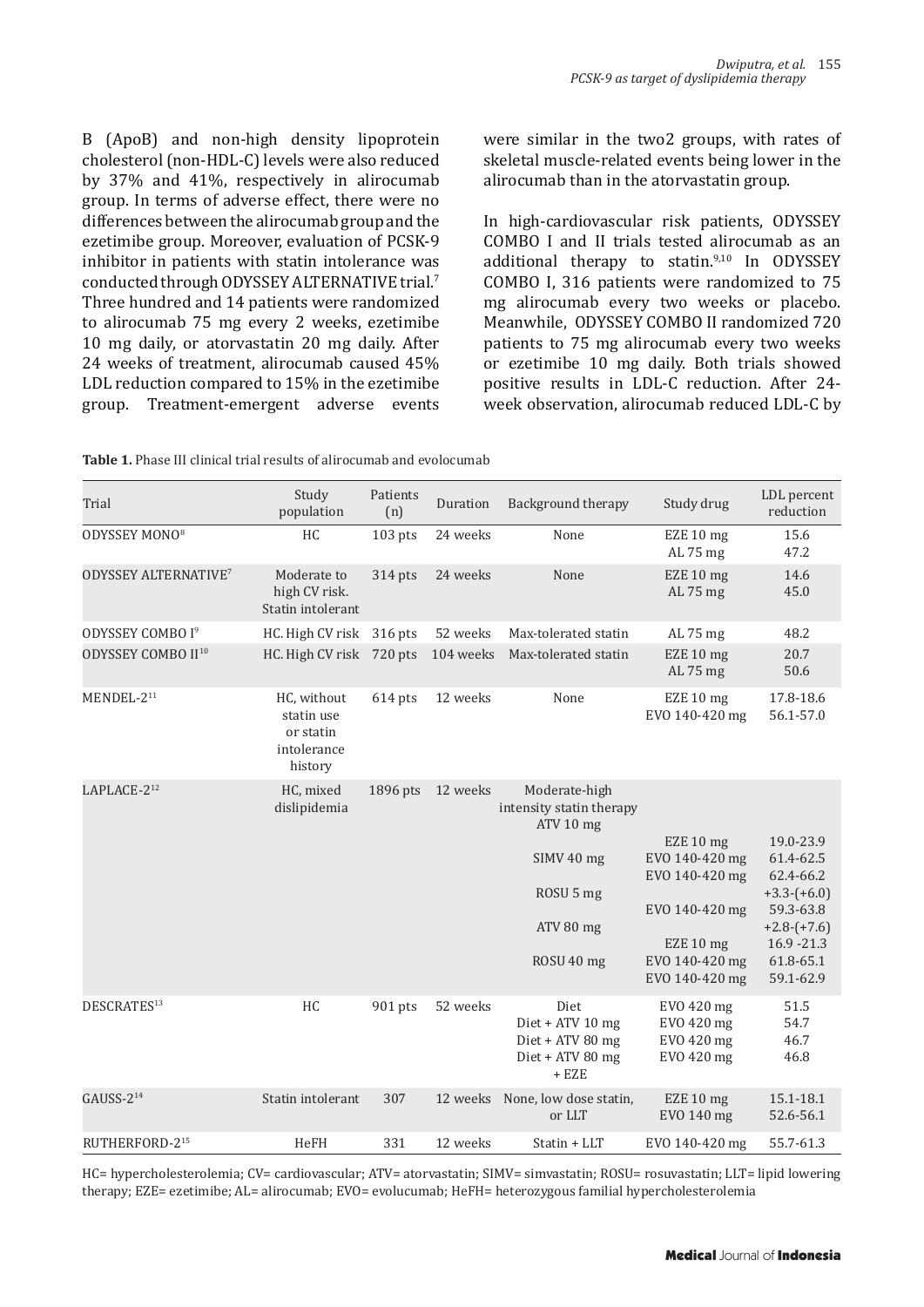B (ApoB) and non-high density lipoprotein cholesterol (non-HDL-C) levels were also reduced by 37% and 41%, respectively in alirocumab group. In terms of adverse effect, there were no differences between the alirocumab group and the ezetimibe group. Moreover, evaluation of PCSK-9 inhibitor in patients with statin intolerance was conducted through ODYSSEY ALTERNATIVE trial.[7] Three hundred and 14 patients were randomized to alirocumab 75 mg every 2 weeks, ezetimibe 10 mg daily, or atorvastatin 20 mg daily. After 24 weeks of treatment, alirocumab caused 45% LDL reduction compared to 15% in the ezetimibe group. Treatment-emergent adverse events were similar in the two2 groups, with rates of skeletal muscle-related events being lower in the alirocumab than in the atorvastatin group.

In high-cardiovascular risk patients, ODYSSEY COMBO I and II trials tested alirocumab as an additional therapy to statin.[9,10] In ODYSSEY COMBO I, 316 patients were randomized to 75 mg alirocumab every two weeks or placebo. Meanwhile, ODYSSEY COMBO II randomized 720 patients to 75 mg alirocumab every two weeks or ezetimibe 10 mg daily. Both trials showed positive results in LDL-C reduction. After 24-week observation, alirocumab reduced LDL-C by

**Table 1.** Phase III clinical trial results of alirocumab and evolocumab

| Trial | Study population | Patients (n) | Duration | Background therapy | Study drug | LDL percent reduction |
|---|---|---|---|---|---|---|
| ODYSSEY MONO[8] | HC | 103 pts | 24 weeks | None | EZE 10 mg<br>AL 75 mg | 15.6<br>47.2 |
| ODYSSEY ALTERNATIVE[7] | Moderate to high CV risk. Statin intolerant | 314 pts | 24 weeks | None | EZE 10 mg<br>AL 75 mg | 14.6<br>45.0 |
| ODYSSEY COMBO I[9] | HC. High CV risk | 316 pts | 52 weeks | Max-tolerated statin | AL 75 mg | 48.2 |
| ODYSSEY COMBO II[10] | HC. High CV risk | 720 pts | 104 weeks | Max-tolerated statin | EZE 10 mg<br>AL 75 mg | 20.7<br>50.6 |
| MENDEL-2[11] | HC, without statin use or statin intolerance history | 614 pts | 12 weeks | None | EZE 10 mg<br>EVO 140-420 mg | 17.8-18.6<br>56.1-57.0 |
| LAPLACE-2[12] | HC, mixed dislipidemia | 1896 pts | 12 weeks | Moderate-high intensity statin therapy<br>ATV 10 mg<br>SIMV 40 mg<br>ROSU 5 mg<br>ATV 80 mg<br>ROSU 40 mg | EZE 10 mg<br>EVO 140-420 mg<br>EVO 140-420 mg<br><br>EVO 140-420 mg<br><br>EZE 10 mg<br>EVO 140-420 mg<br>EVO 140-420 mg | 19.0-23.9<br>61.4-62.5<br>62.4-66.2<br>+3.3-(+6.0)<br>59.3-63.8<br>+2.8-(+7.6)<br>16.9 -21.3<br>61.8-65.1<br>59.1-62.9 |
| DESCRATES[13] | HC | 901 pts | 52 weeks | Diet<br>Diet + ATV 10 mg<br>Diet + ATV 80 mg<br>Diet + ATV 80 mg + EZE | EVO 420 mg<br>EVO 420 mg<br>EVO 420 mg<br>EVO 420 mg | 51.5<br>54.7<br>46.7<br>46.8 |
| GAUSS-2[14] | Statin intolerant | 307 | 12 weeks | None, low dose statin, or LLT | EZE 10 mg<br>EVO 140 mg | 15.1-18.1<br>52.6-56.1 |
| RUTHERFORD-2[15] | HeFH | 331 | 12 weeks | Statin + LLT | EVO 140-420 mg | 55.7-61.3 |

HC= hypercholesterolemia; CV= cardiovascular; ATV= atorvastatin; SIMV= simvastatin; ROSU= rosuvastatin; LLT= lipid lowering therapy; EZE= ezetimibe; AL= alirocumab; EVO= evolucumab; HeFH= heterozygous familial hypercholesterolemia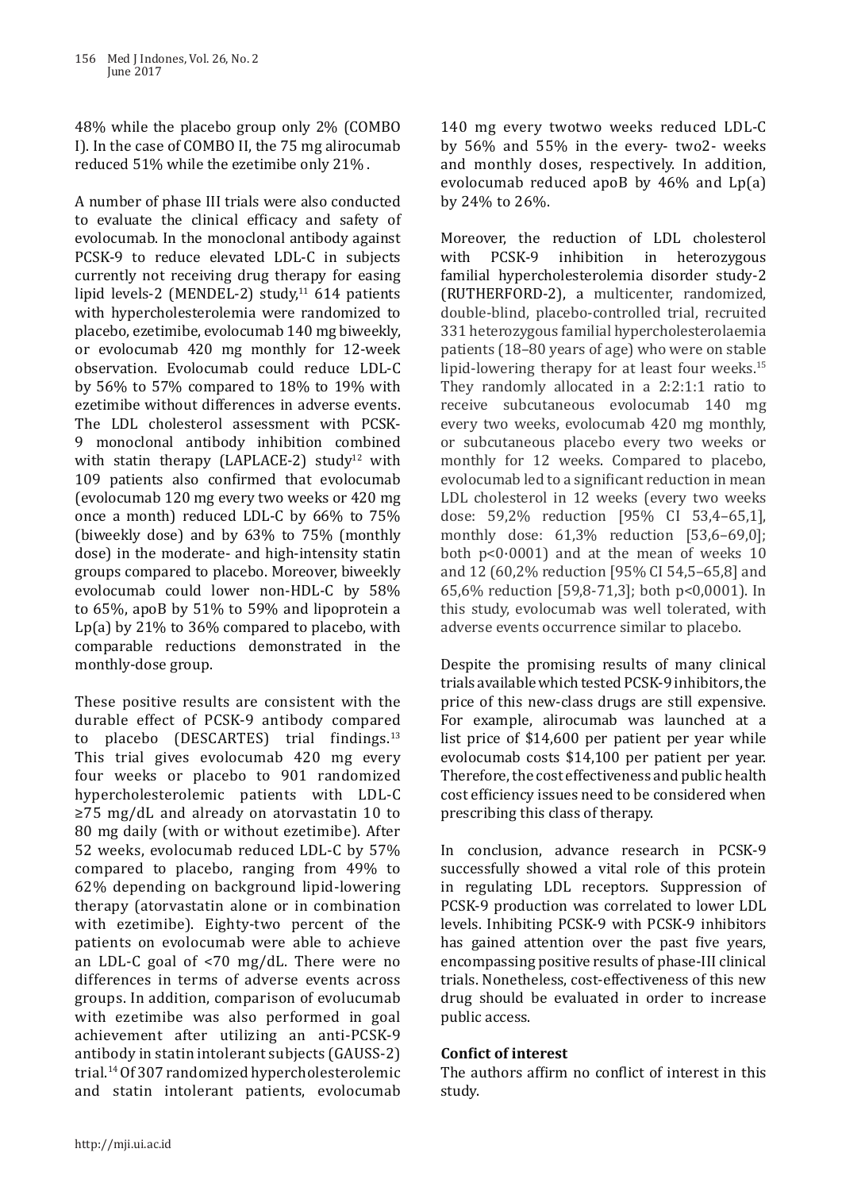48% while the placebo group only 2% (COMBO I). In the case of COMBO II, the 75 mg alirocumab reduced 51% while the ezetimibe only 21%.

A number of phase III trials were also conducted to evaluate the clinical efficacy and safety of evolocumab. In the monoclonal antibody against PCSK-9 to reduce elevated LDL-C in subjects currently not receiving drug therapy for easing lipid levels-2 (MENDEL-2) study,[11] 614 patients with hypercholesterolemia were randomized to placebo, ezetimibe, evolocumab 140 mg biweekly, or evolocumab 420 mg monthly for 12-week observation. Evolocumab could reduce LDL-C by 56% to 57% compared to 18% to 19% with ezetimibe without differences in adverse events. The LDL cholesterol assessment with PCSK-9 monoclonal antibody inhibition combined with statin therapy (LAPLACE-2) study[12] with 109 patients also confirmed that evolocumab (evolocumab 120 mg every two weeks or 420 mg once a month) reduced LDL-C by 66% to 75% (biweekly dose) and by 63% to 75% (monthly dose) in the moderate- and high-intensity statin groups compared to placebo. Moreover, biweekly evolocumab could lower non-HDL-C by 58% to 65%, apoB by 51% to 59% and lipoprotein a Lp(a) by 21% to 36% compared to placebo, with comparable reductions demonstrated in the monthly-dose group.

These positive results are consistent with the durable effect of PCSK-9 antibody compared to placebo (DESCARTES) trial findings.[13] This trial gives evolocumab 420 mg every four weeks or placebo to 901 randomized hypercholesterolemic patients with LDL-C ≥75 mg/dL and already on atorvastatin 10 to 80 mg daily (with or without ezetimibe). After 52 weeks, evolocumab reduced LDL-C by 57% compared to placebo, ranging from 49% to 62% depending on background lipid-lowering therapy (atorvastatin alone or in combination with ezetimibe). Eighty-two percent of the patients on evolocumab were able to achieve an LDL-C goal of <70 mg/dL. There were no differences in terms of adverse events across groups. In addition, comparison of evolucumab with ezetimibe was also performed in goal achievement after utilizing an anti-PCSK-9 antibody in statin intolerant subjects (GAUSS-2) trial.[14] Of 307 randomized hypercholesterolemic and statin intolerant patients, evolocumab 140 mg every twotwo weeks reduced LDL-C by 56% and 55% in the every- two2- weeks and monthly doses, respectively. In addition, evolocumab reduced apoB by 46% and Lp(a) by 24% to 26%.

Moreover, the reduction of LDL cholesterol with PCSK-9 inhibition in heterozygous familial hypercholesterolemia disorder study-2 (RUTHERFORD-2), a multicenter, randomized, double-blind, placebo-controlled trial, recruited 331 heterozygous familial hypercholesterolaemia patients (18–80 years of age) who were on stable lipid-lowering therapy for at least four weeks.[15] They randomly allocated in a 2:2:1:1 ratio to receive subcutaneous evolocumab 140 mg every two weeks, evolocumab 420 mg monthly, or subcutaneous placebo every two weeks or monthly for 12 weeks. Compared to placebo, evolocumab led to a significant reduction in mean LDL cholesterol in 12 weeks (every two weeks dose: 59,2% reduction [95% CI 53,4–65,1], monthly dose: 61,3% reduction [53,6–69,0]; both p<0·0001) and at the mean of weeks 10 and 12 (60,2% reduction [95% CI 54,5–65,8] and 65,6% reduction [59,8-71,3]; both p<0,0001). In this study, evolocumab was well tolerated, with adverse events occurrence similar to placebo.

Despite the promising results of many clinical trials available which tested PCSK-9 inhibitors, the price of this new-class drugs are still expensive. For example, alirocumab was launched at a list price of $14,600 per patient per year while evolocumab costs $14,100 per patient per year. Therefore, the cost effectiveness and public health cost efficiency issues need to be considered when prescribing this class of therapy.

In conclusion, advance research in PCSK-9 successfully showed a vital role of this protein in regulating LDL receptors. Suppression of PCSK-9 production was correlated to lower LDL levels. Inhibiting PCSK-9 with PCSK-9 inhibitors has gained attention over the past five years, encompassing positive results of phase-III clinical trials. Nonetheless, cost-effectiveness of this new drug should be evaluated in order to increase public access.

**Confict of interest**

The authors affirm no conflict of interest in this study.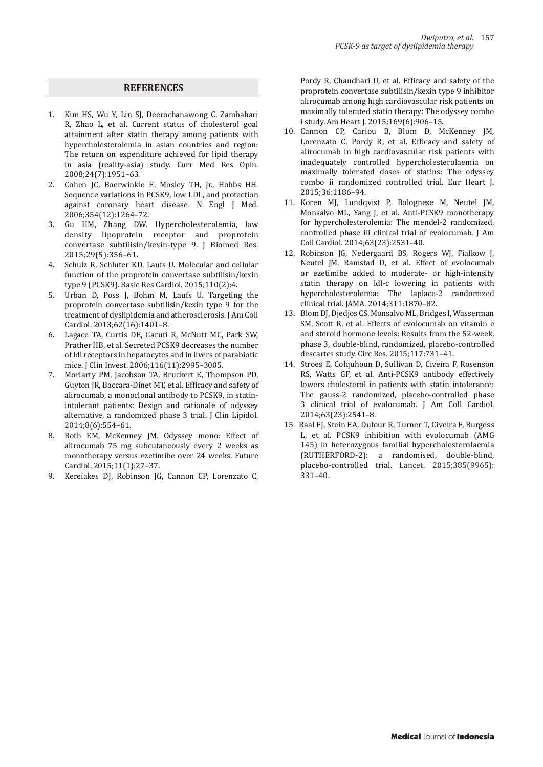## REFERENCES

1. Kim HS, Wu Y, Lin SJ, Deerochanawong C, Zambahari R, Zhao L, et al. Current status of cholesterol goal attainment after statin therapy among patients with hypercholesterolemia in asian countries and region: The return on expenditure achieved for lipid therapy in asia (reality-asia) study. Curr Med Res Opin. 2008;24(7):1951–63.
2. Cohen JC, Boerwinkle E, Mosley TH, Jr., Hobbs HH. Sequence variations in PCSK9, low LDL, and protection against coronary heart disease. N Engl J Med. 2006;354(12):1264–72.
3. Gu HM, Zhang DW. Hypercholesterolemia, low density lipoprotein receptor and proprotein convertase subtilisin/kexin-type 9. J Biomed Res. 2015;29(5):356–61.
4. Schulz R, Schluter KD, Laufs U. Molecular and cellular function of the proprotein convertase subtilisin/kexin type 9 (PCSK9). Basic Res Cardiol. 2015;110(2):4.
5. Urban D, Poss J, Bohm M, Laufs U. Targeting the proprotein convertase subtilisin/kexin type 9 for the treatment of dyslipidemia and atherosclerosis. J Am Coll Cardiol. 2013;62(16):1401–8.
6. Lagace TA, Curtis DE, Garuti R, McNutt MC, Park SW, Prather HB, et al. Secreted PCSK9 decreases the number of ldl receptors in hepatocytes and in livers of parabiotic mice. J Clin Invest. 2006;116(11):2995–3005.
7. Moriarty PM, Jacobson TA, Bruckert E, Thompson PD, Guyton JR, Baccara-Dinet MT, et al. Efficacy and safety of alirocumab, a monoclonal antibody to PCSK9, in statin-intolerant patients: Design and rationale of odyssey alternative, a randomized phase 3 trial. J Clin Lipidol. 2014;8(6):554–61.
8. Roth EM, McKenney JM. Odyssey mono: Effect of alirocumab 75 mg subcutaneously every 2 weeks as monotherapy versus ezetimibe over 24 weeks. Future Cardiol. 2015;11(1):27–37.
9. Kereiakes DJ, Robinson JG, Cannon CP, Lorenzato C, Pordy R, Chaudhari U, et al. Efficacy and safety of the proprotein convertase subtilisin/kexin type 9 inhibitor alirocumab among high cardiovascular risk patients on maximally tolerated statin therapy: The odyssey combo i study. Am Heart J. 2015;169(6):906–15.
10. Cannon CP, Cariou B, Blom D, McKenney JM, Lorenzato C, Pordy R, et al. Efficacy and safety of alirocumab in high cardiovascular risk patients with inadequately controlled hypercholesterolaemia on maximally tolerated doses of statins: The odyssey combo ii randomized controlled trial. Eur Heart J. 2015;36:1186–94.
11. Koren MJ, Lundqvist P, Bolognese M, Neutel JM, Monsalvo ML, Yang J, et al. Anti-PCSK9 monotherapy for hypercholesterolemia: The mendel-2 randomized, controlled phase iii clinical trial of evolocumab. J Am Coll Cardiol. 2014;63(23):2531–40.
12. Robinson JG, Nedergaard BS, Rogers WJ, Fialkow J, Neutel JM, Ramstad D, et al. Effect of evolocumab or ezetimibe added to moderate- or high-intensity statin therapy on ldl-c lowering in patients with hypercholesterolemia: The laplace-2 randomized clinical trial. JAMA. 2014;311:1870–82.
13. Blom DJ, Djedjos CS, Monsalvo ML, Bridges I, Wasserman SM, Scott R, et al. Effects of evolocumab on vitamin e and steroid hormone levels: Results from the 52-week, phase 3, double-blind, randomized, placebo-controlled descartes study. Circ Res. 2015;117:731–41.
14. Stroes E, Colquhoun D, Sullivan D, Civeira F, Rosenson RS, Watts GF, et al. Anti-PCSK9 antibody effectively lowers cholesterol in patients with statin intolerance: The gauss-2 randomized, placebo-controlled phase 3 clinical trial of evolocumab. J Am Coll Cardiol. 2014;63(23):2541–8.
15. Raal FJ, Stein EA, Dufour R, Turner T, Civeira F, Burgess L, et al. PCSK9 inhibition with evolocumab (AMG 145) in heterozygous familial hypercholesterolaemia (RUTHERFORD-2): a randomised, double-blind, placebo-controlled trial. Lancet. 2015;385(9965): 331–40.